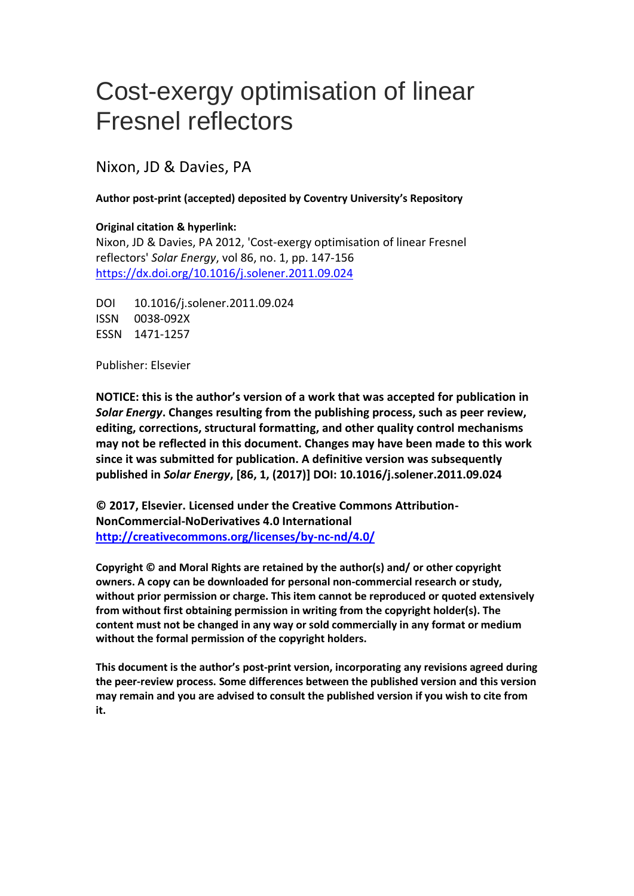# Cost-exergy optimisation of linear Fresnel reflectors

Nixon, JD & Davies, PA

**Author post-print (accepted) deposited by Coventry University's Repository**

**Original citation & hyperlink:**

Nixon, JD & Davies, PA 2012, 'Cost-exergy optimisation of linear Fresnel reflectors' *Solar Energy*, vol 86, no. 1, pp. 147-156
https://dx.doi.org/10.1016/j.solener.2011.09.024

DOI 10.1016/j.solener.2011.09.024
ISSN 0038-092X
ESSN 1471-1257

Publisher: Elsevier

**NOTICE: this is the author's version of a work that was accepted for publication in *Solar Energy*. Changes resulting from the publishing process, such as peer review, editing, corrections, structural formatting, and other quality control mechanisms may not be reflected in this document. Changes may have been made to this work since it was submitted for publication. A definitive version was subsequently published in *Solar Energy*, [86, 1, (2017)] DOI: 10.1016/j.solener.2011.09.024**

**© 2017, Elsevier. Licensed under the Creative Commons Attribution-NonCommercial-NoDerivatives 4.0 International**
**http://creativecommons.org/licenses/by-nc-nd/4.0/**

**Copyright © and Moral Rights are retained by the author(s) and/ or other copyright owners. A copy can be downloaded for personal non-commercial research or study, without prior permission or charge. This item cannot be reproduced or quoted extensively from without first obtaining permission in writing from the copyright holder(s). The content must not be changed in any way or sold commercially in any format or medium without the formal permission of the copyright holders.**

**This document is the author's post-print version, incorporating any revisions agreed during the peer-review process. Some differences between the published version and this version may remain and you are advised to consult the published version if you wish to cite from it.**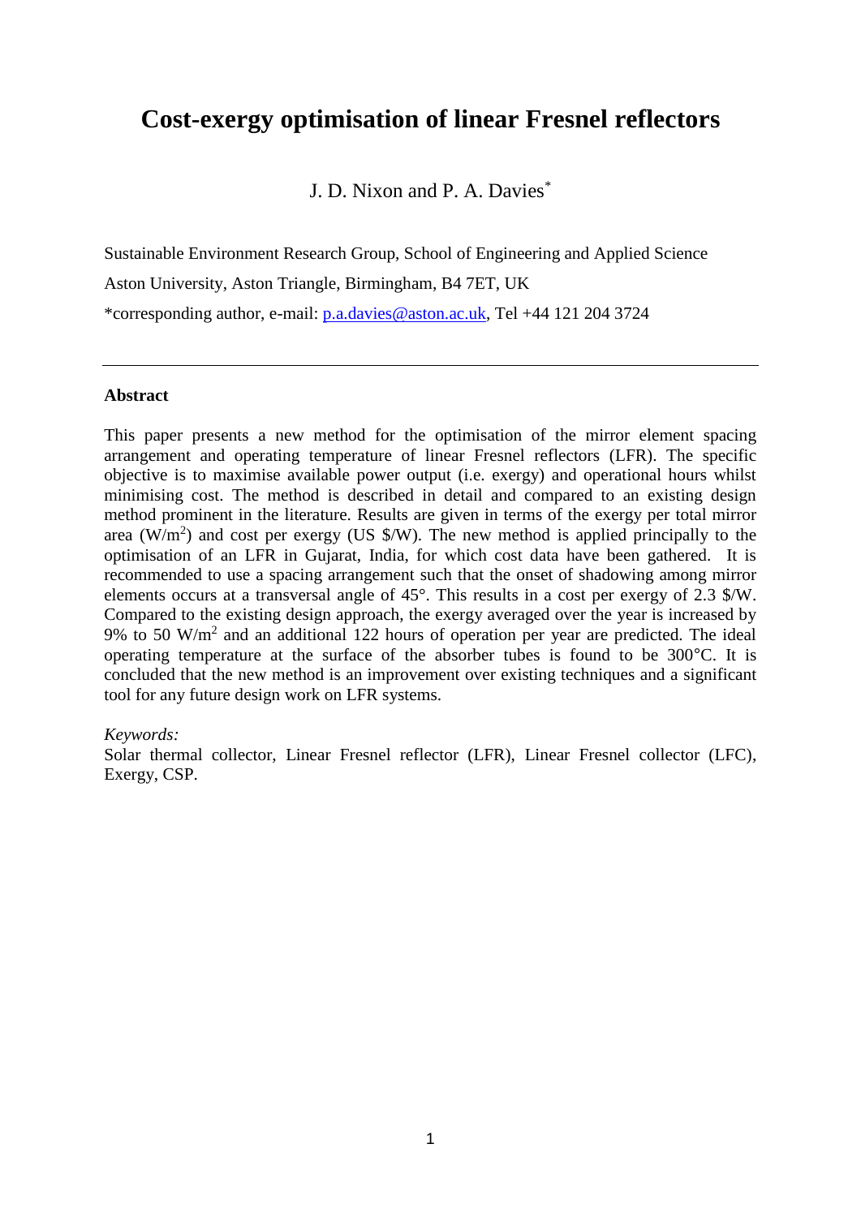# Cost-exergy optimisation of linear Fresnel reflectors

J. D. Nixon and P. A. Davies*

Sustainable Environment Research Group, School of Engineering and Applied Science

Aston University, Aston Triangle, Birmingham, B4 7ET, UK

*corresponding author, e-mail: p.a.davies@aston.ac.uk, Tel +44 121 204 3724

---

**Abstract**

This paper presents a new method for the optimisation of the mirror element spacing arrangement and operating temperature of linear Fresnel reflectors (LFR). The specific objective is to maximise available power output (i.e. exergy) and operational hours whilst minimising cost. The method is described in detail and compared to an existing design method prominent in the literature. Results are given in terms of the exergy per total mirror area (W/m$^2$) and cost per exergy (US $/W). The new method is applied principally to the optimisation of an LFR in Gujarat, India, for which cost data have been gathered. It is recommended to use a spacing arrangement such that the onset of shadowing among mirror elements occurs at a transversal angle of 45°. This results in a cost per exergy of 2.3 $/W. Compared to the existing design approach, the exergy averaged over the year is increased by 9% to 50 W/m$^2$ and an additional 122 hours of operation per year are predicted. The ideal operating temperature at the surface of the absorber tubes is found to be 300°C. It is concluded that the new method is an improvement over existing techniques and a significant tool for any future design work on LFR systems.

*Keywords:*
Solar thermal collector, Linear Fresnel reflector (LFR), Linear Fresnel collector (LFC), Exergy, CSP.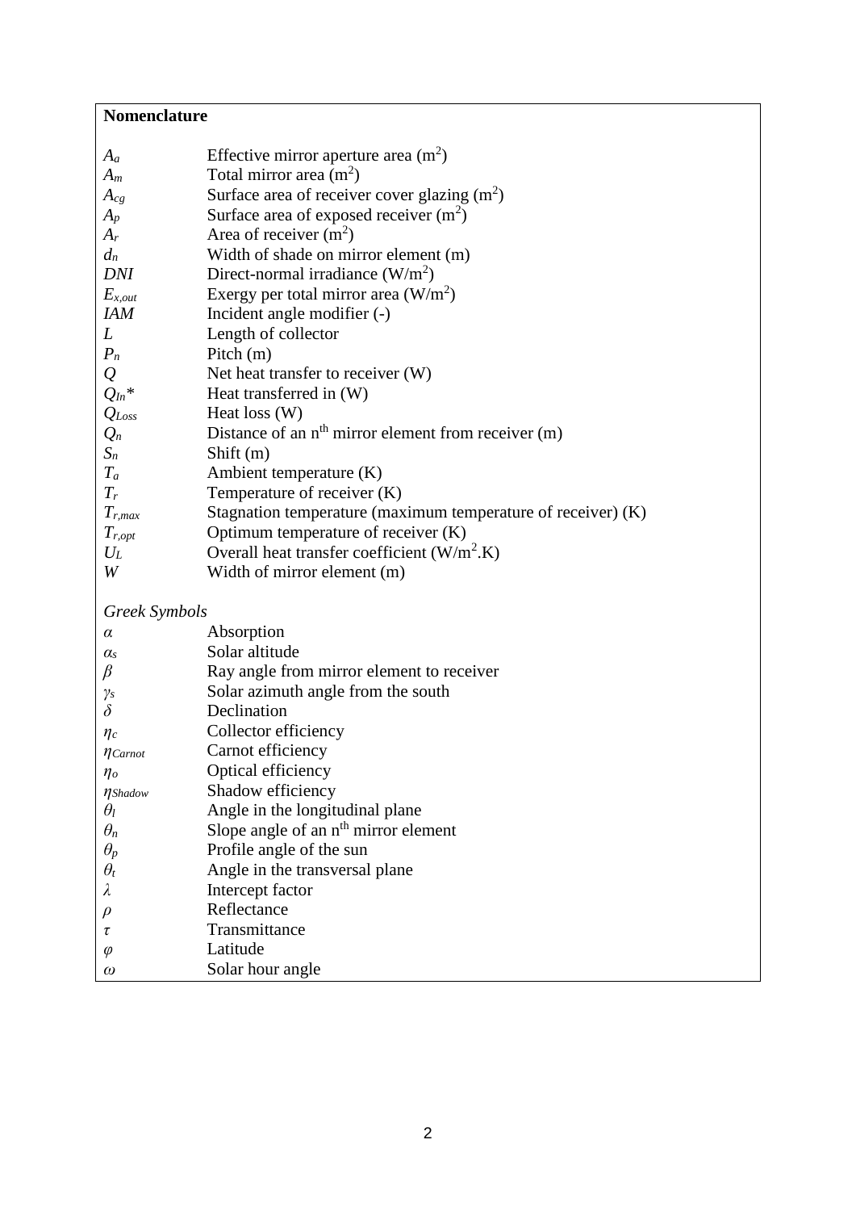**Nomenclature**

| | |
|---|---|
| $A_a$ | Effective mirror aperture area ($m^2$) |
| $A_m$ | Total mirror area ($m^2$) |
| $A_{cg}$ | Surface area of receiver cover glazing ($m^2$) |
| $A_p$ | Surface area of exposed receiver ($m^2$) |
| $A_r$ | Area of receiver ($m^2$) |
| $d_n$ | Width of shade on mirror element (m) |
| $DNI$ | Direct-normal irradiance ($W/m^2$) |
| $E_{x,out}$ | Exergy per total mirror area ($W/m^2$) |
| $IAM$ | Incident angle modifier (-) |
| $L$ | Length of collector |
| $P_n$ | Pitch (m) |
| $Q$ | Net heat transfer to receiver (W) |
| $Q_{In}$* | Heat transferred in (W) |
| $Q_{Loss}$ | Heat loss (W) |
| $Q_n$ | Distance of an n[th] mirror element from receiver (m) |
| $S_n$ | Shift (m) |
| $T_a$ | Ambient temperature (K) |
| $T_r$ | Temperature of receiver (K) |
| $T_{r,max}$ | Stagnation temperature (maximum temperature of receiver) (K) |
| $T_{r,opt}$ | Optimum temperature of receiver (K) |
| $U_L$ | Overall heat transfer coefficient ($W/m^2.K$) |
| $W$ | Width of mirror element (m) |

*Greek Symbols*

| | |
|---|---|
| $\alpha$ | Absorption |
| $\alpha_s$ | Solar altitude |
| $\beta$ | Ray angle from mirror element to receiver |
| $\gamma_s$ | Solar azimuth angle from the south |
| $\delta$ | Declination |
| $\eta_c$ | Collector efficiency |
| $\eta_{Carnot}$ | Carnot efficiency |
| $\eta_o$ | Optical efficiency |
| $\eta_{Shadow}$ | Shadow efficiency |
| $\theta_l$ | Angle in the longitudinal plane |
| $\theta_n$ | Slope angle of an n[th] mirror element |
| $\theta_p$ | Profile angle of the sun |
| $\theta_t$ | Angle in the transversal plane |
| $\lambda$ | Intercept factor |
| $\rho$ | Reflectance |
| $\tau$ | Transmittance |
| $\varphi$ | Latitude |
| $\omega$ | Solar hour angle |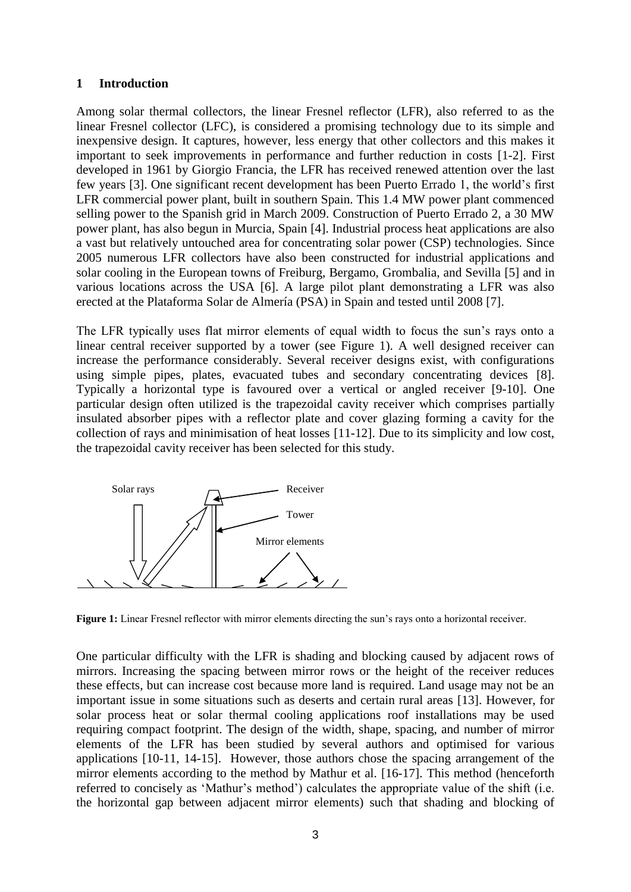## 1 Introduction

Among solar thermal collectors, the linear Fresnel reflector (LFR), also referred to as the linear Fresnel collector (LFC), is considered a promising technology due to its simple and inexpensive design. It captures, however, less energy that other collectors and this makes it important to seek improvements in performance and further reduction in costs [1-2]. First developed in 1961 by Giorgio Francia, the LFR has received renewed attention over the last few years [3]. One significant recent development has been Puerto Errado 1, the world's first LFR commercial power plant, built in southern Spain. This 1.4 MW power plant commenced selling power to the Spanish grid in March 2009. Construction of Puerto Errado 2, a 30 MW power plant, has also begun in Murcia, Spain [4]. Industrial process heat applications are also a vast but relatively untouched area for concentrating solar power (CSP) technologies. Since 2005 numerous LFR collectors have also been constructed for industrial applications and solar cooling in the European towns of Freiburg, Bergamo, Grombalia, and Sevilla [5] and in various locations across the USA [6]. A large pilot plant demonstrating a LFR was also erected at the Plataforma Solar de Almería (PSA) in Spain and tested until 2008 [7].

The LFR typically uses flat mirror elements of equal width to focus the sun's rays onto a linear central receiver supported by a tower (see Figure 1). A well designed receiver can increase the performance considerably. Several receiver designs exist, with configurations using simple pipes, plates, evacuated tubes and secondary concentrating devices [8]. Typically a horizontal type is favoured over a vertical or angled receiver [9-10]. One particular design often utilized is the trapezoidal cavity receiver which comprises partially insulated absorber pipes with a reflector plate and cover glazing forming a cavity for the collection of rays and minimisation of heat losses [11-12]. Due to its simplicity and low cost, the trapezoidal cavity receiver has been selected for this study.

Solar rays — Receiver — Tower — Mirror elements

**Figure 1:** Linear Fresnel reflector with mirror elements directing the sun's rays onto a horizontal receiver.

One particular difficulty with the LFR is shading and blocking caused by adjacent rows of mirrors. Increasing the spacing between mirror rows or the height of the receiver reduces these effects, but can increase cost because more land is required. Land usage may not be an important issue in some situations such as deserts and certain rural areas [13]. However, for solar process heat or solar thermal cooling applications roof installations may be used requiring compact footprint. The design of the width, shape, spacing, and number of mirror elements of the LFR has been studied by several authors and optimised for various applications [10-11, 14-15]. However, those authors chose the spacing arrangement of the mirror elements according to the method by Mathur et al. [16-17]. This method (henceforth referred to concisely as 'Mathur's method') calculates the appropriate value of the shift (i.e. the horizontal gap between adjacent mirror elements) such that shading and blocking of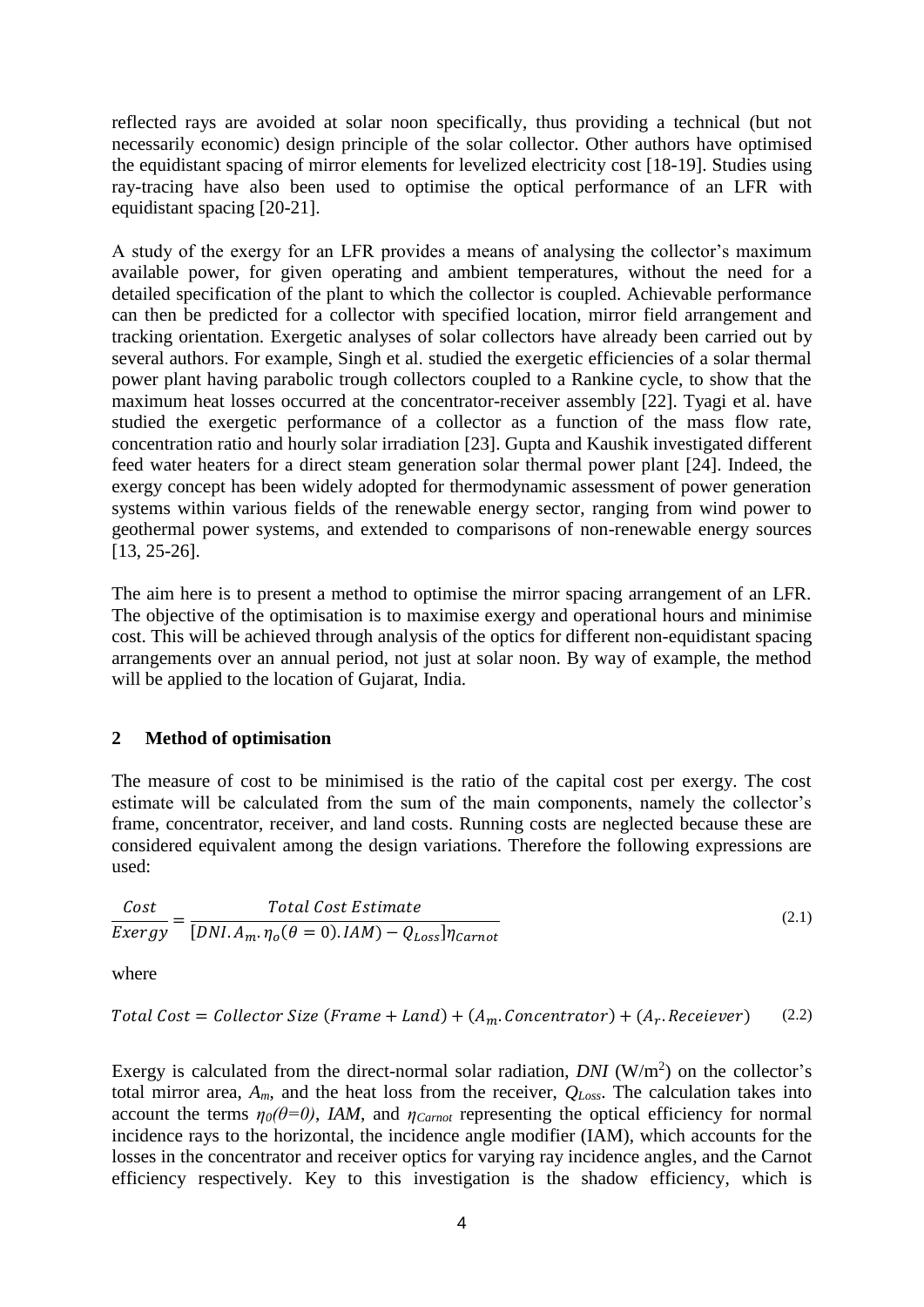reflected rays are avoided at solar noon specifically, thus providing a technical (but not necessarily economic) design principle of the solar collector. Other authors have optimised the equidistant spacing of mirror elements for levelized electricity cost [18-19]. Studies using ray-tracing have also been used to optimise the optical performance of an LFR with equidistant spacing [20-21].

A study of the exergy for an LFR provides a means of analysing the collector's maximum available power, for given operating and ambient temperatures, without the need for a detailed specification of the plant to which the collector is coupled. Achievable performance can then be predicted for a collector with specified location, mirror field arrangement and tracking orientation. Exergetic analyses of solar collectors have already been carried out by several authors. For example, Singh et al. studied the exergetic efficiencies of a solar thermal power plant having parabolic trough collectors coupled to a Rankine cycle, to show that the maximum heat losses occurred at the concentrator-receiver assembly [22]. Tyagi et al. have studied the exergetic performance of a collector as a function of the mass flow rate, concentration ratio and hourly solar irradiation [23]. Gupta and Kaushik investigated different feed water heaters for a direct steam generation solar thermal power plant [24]. Indeed, the exergy concept has been widely adopted for thermodynamic assessment of power generation systems within various fields of the renewable energy sector, ranging from wind power to geothermal power systems, and extended to comparisons of non-renewable energy sources [13, 25-26].

The aim here is to present a method to optimise the mirror spacing arrangement of an LFR. The objective of the optimisation is to maximise exergy and operational hours and minimise cost. This will be achieved through analysis of the optics for different non-equidistant spacing arrangements over an annual period, not just at solar noon. By way of example, the method will be applied to the location of Gujarat, India.

## 2 Method of optimisation

The measure of cost to be minimised is the ratio of the capital cost per exergy. The cost estimate will be calculated from the sum of the main components, namely the collector's frame, concentrator, receiver, and land costs. Running costs are neglected because these are considered equivalent among the design variations. Therefore the following expressions are used:

$$\frac{Cost}{Exergy} = \frac{Total\ Cost\ Estimate}{[DNI.A_m.\eta_o(\theta = 0).IAM) - Q_{Loss}]\eta_{Carnot}} \tag{2.1}$$

where

$$Total\ Cost = Collector\ Size\ (Frame + Land) + (A_m.Concentrator) + (A_r.Receiever) \tag{2.2}$$

Exergy is calculated from the direct-normal solar radiation, *DNI* (W/m$^2$) on the collector's total mirror area, $A_m$, and the heat loss from the receiver, $Q_{Loss}$. The calculation takes into account the terms $\eta_0(\theta=0)$, *IAM*, and $\eta_{Carnot}$ representing the optical efficiency for normal incidence rays to the horizontal, the incidence angle modifier (IAM), which accounts for the losses in the concentrator and receiver optics for varying ray incidence angles, and the Carnot efficiency respectively. Key to this investigation is the shadow efficiency, which is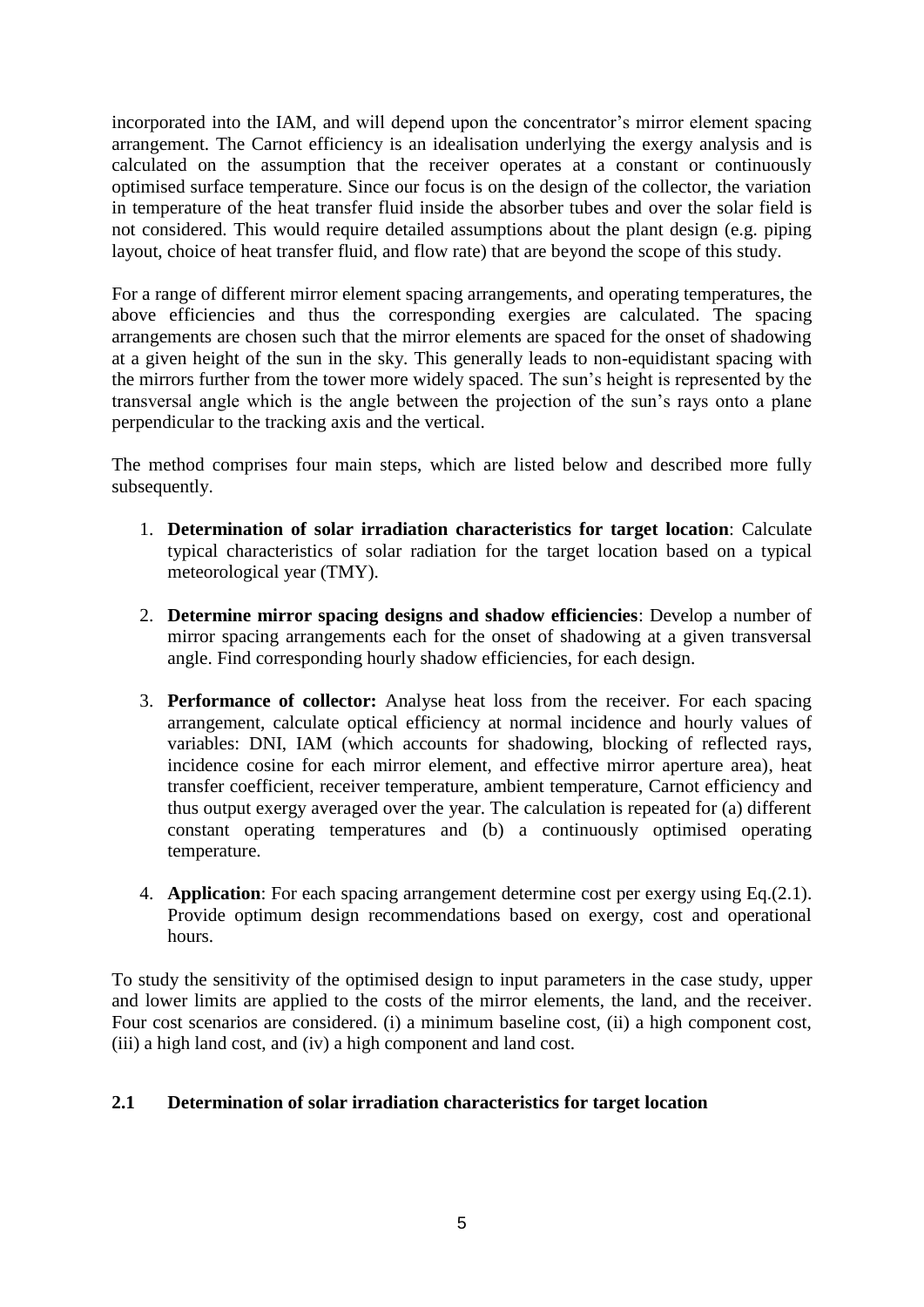incorporated into the IAM, and will depend upon the concentrator's mirror element spacing arrangement. The Carnot efficiency is an idealisation underlying the exergy analysis and is calculated on the assumption that the receiver operates at a constant or continuously optimised surface temperature. Since our focus is on the design of the collector, the variation in temperature of the heat transfer fluid inside the absorber tubes and over the solar field is not considered. This would require detailed assumptions about the plant design (e.g. piping layout, choice of heat transfer fluid, and flow rate) that are beyond the scope of this study.

For a range of different mirror element spacing arrangements, and operating temperatures, the above efficiencies and thus the corresponding exergies are calculated. The spacing arrangements are chosen such that the mirror elements are spaced for the onset of shadowing at a given height of the sun in the sky. This generally leads to non-equidistant spacing with the mirrors further from the tower more widely spaced. The sun's height is represented by the transversal angle which is the angle between the projection of the sun's rays onto a plane perpendicular to the tracking axis and the vertical.

The method comprises four main steps, which are listed below and described more fully subsequently.

1. **Determination of solar irradiation characteristics for target location**: Calculate typical characteristics of solar radiation for the target location based on a typical meteorological year (TMY).
2. **Determine mirror spacing designs and shadow efficiencies**: Develop a number of mirror spacing arrangements each for the onset of shadowing at a given transversal angle. Find corresponding hourly shadow efficiencies, for each design.
3. **Performance of collector:** Analyse heat loss from the receiver. For each spacing arrangement, calculate optical efficiency at normal incidence and hourly values of variables: DNI, IAM (which accounts for shadowing, blocking of reflected rays, incidence cosine for each mirror element, and effective mirror aperture area), heat transfer coefficient, receiver temperature, ambient temperature, Carnot efficiency and thus output exergy averaged over the year. The calculation is repeated for (a) different constant operating temperatures and (b) a continuously optimised operating temperature.
4. **Application**: For each spacing arrangement determine cost per exergy using Eq.(2.1). Provide optimum design recommendations based on exergy, cost and operational hours.

To study the sensitivity of the optimised design to input parameters in the case study, upper and lower limits are applied to the costs of the mirror elements, the land, and the receiver. Four cost scenarios are considered. (i) a minimum baseline cost, (ii) a high component cost, (iii) a high land cost, and (iv) a high component and land cost.

## 2.1 Determination of solar irradiation characteristics for target location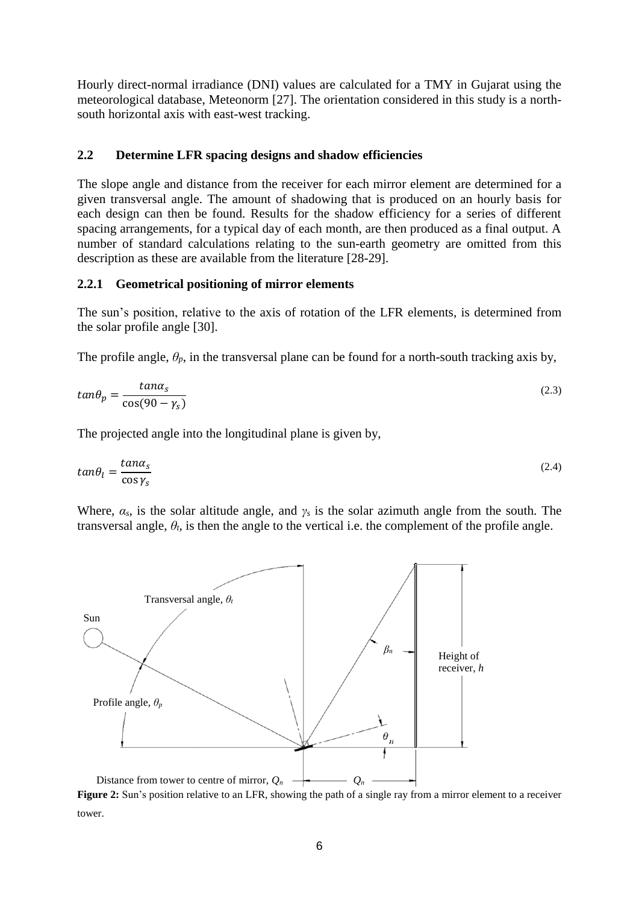Hourly direct-normal irradiance (DNI) values are calculated for a TMY in Gujarat using the meteorological database, Meteonorm [27]. The orientation considered in this study is a north-south horizontal axis with east-west tracking.

## 2.2 Determine LFR spacing designs and shadow efficiencies

The slope angle and distance from the receiver for each mirror element are determined for a given transversal angle. The amount of shadowing that is produced on an hourly basis for each design can then be found. Results for the shadow efficiency for a series of different spacing arrangements, for a typical day of each month, are then produced as a final output. A number of standard calculations relating to the sun-earth geometry are omitted from this description as these are available from the literature [28-29].

### 2.2.1 Geometrical positioning of mirror elements

The sun's position, relative to the axis of rotation of the LFR elements, is determined from the solar profile angle [30].

The profile angle, $\theta_p$, in the transversal plane can be found for a north-south tracking axis by,

$$tan\theta_p = \frac{tan\alpha_s}{\cos(90 - \gamma_s)} \tag{2.3}$$

The projected angle into the longitudinal plane is given by,

$$tan\theta_l = \frac{tan\alpha_s}{\cos\gamma_s} \tag{2.4}$$

Where, $\alpha_s$, is the solar altitude angle, and $\gamma_s$ is the solar azimuth angle from the south. The transversal angle, $\theta_t$, is then the angle to the vertical i.e. the complement of the profile angle.

**Figure 2:** Sun's position relative to an LFR, showing the path of a single ray from a mirror element to a receiver tower.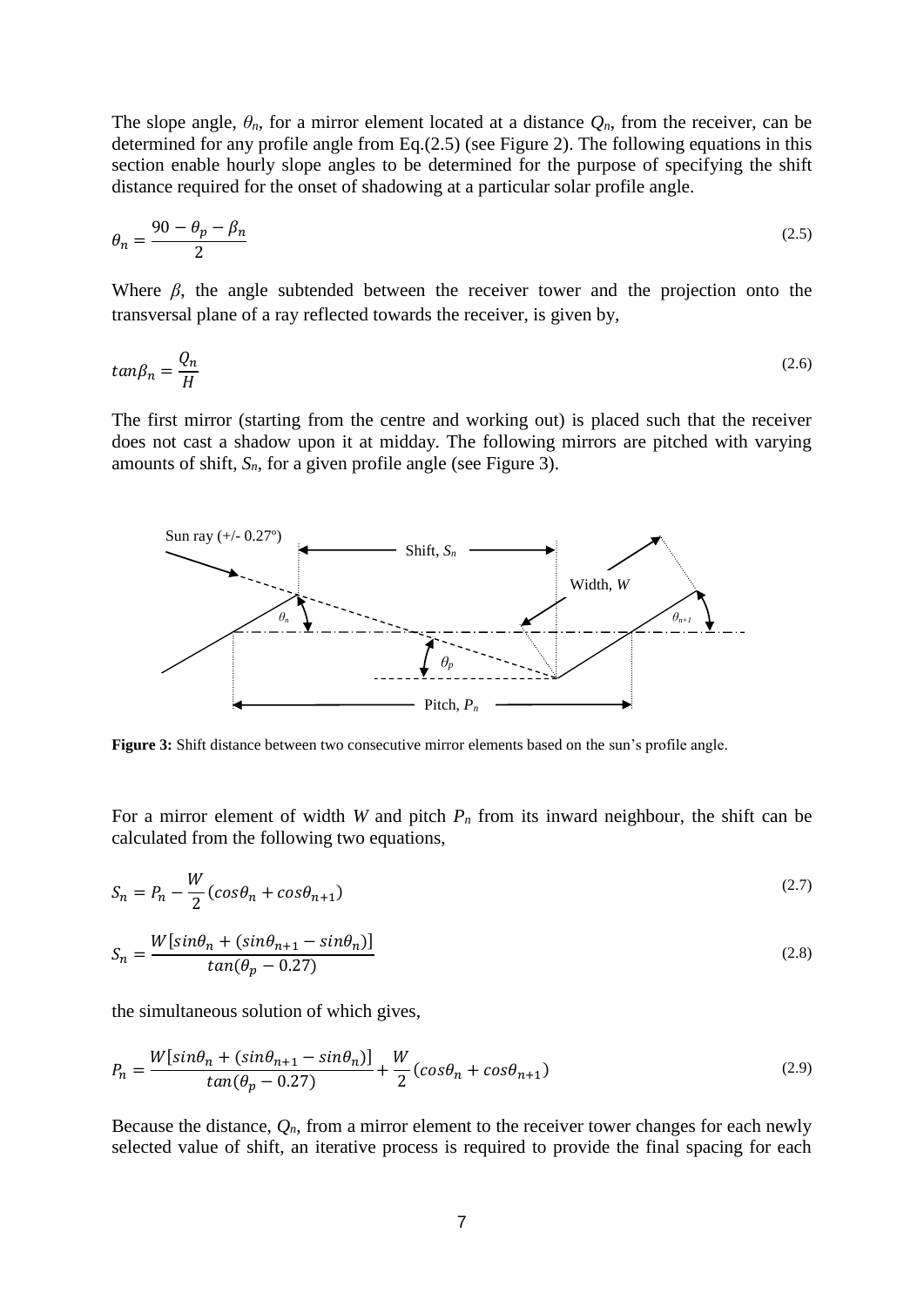The slope angle, $\theta_n$, for a mirror element located at a distance $Q_n$, from the receiver, can be determined for any profile angle from Eq.(2.5) (see Figure 2). The following equations in this section enable hourly slope angles to be determined for the purpose of specifying the shift distance required for the onset of shadowing at a particular solar profile angle.

$$\theta_n = \frac{90 - \theta_p - \beta_n}{2} \tag{2.5}$$

Where $\beta$, the angle subtended between the receiver tower and the projection onto the transversal plane of a ray reflected towards the receiver, is given by,

$$\tan\beta_n = \frac{Q_n}{H} \tag{2.6}$$

The first mirror (starting from the centre and working out) is placed such that the receiver does not cast a shadow upon it at midday. The following mirrors are pitched with varying amounts of shift, $S_n$, for a given profile angle (see Figure 3).

**Figure 3:** Shift distance between two consecutive mirror elements based on the sun's profile angle.

For a mirror element of width $W$ and pitch $P_n$ from its inward neighbour, the shift can be calculated from the following two equations,

$$S_n = P_n - \frac{W}{2}(\cos\theta_n + \cos\theta_{n+1}) \tag{2.7}$$

$$S_n = \frac{W[\sin\theta_n + (\sin\theta_{n+1} - \sin\theta_n)]}{\tan(\theta_p - 0.27)} \tag{2.8}$$

the simultaneous solution of which gives,

$$P_n = \frac{W[\sin\theta_n + (\sin\theta_{n+1} - \sin\theta_n)]}{\tan(\theta_p - 0.27)} + \frac{W}{2}(\cos\theta_n + \cos\theta_{n+1}) \tag{2.9}$$

Because the distance, $Q_n$, from a mirror element to the receiver tower changes for each newly selected value of shift, an iterative process is required to provide the final spacing for each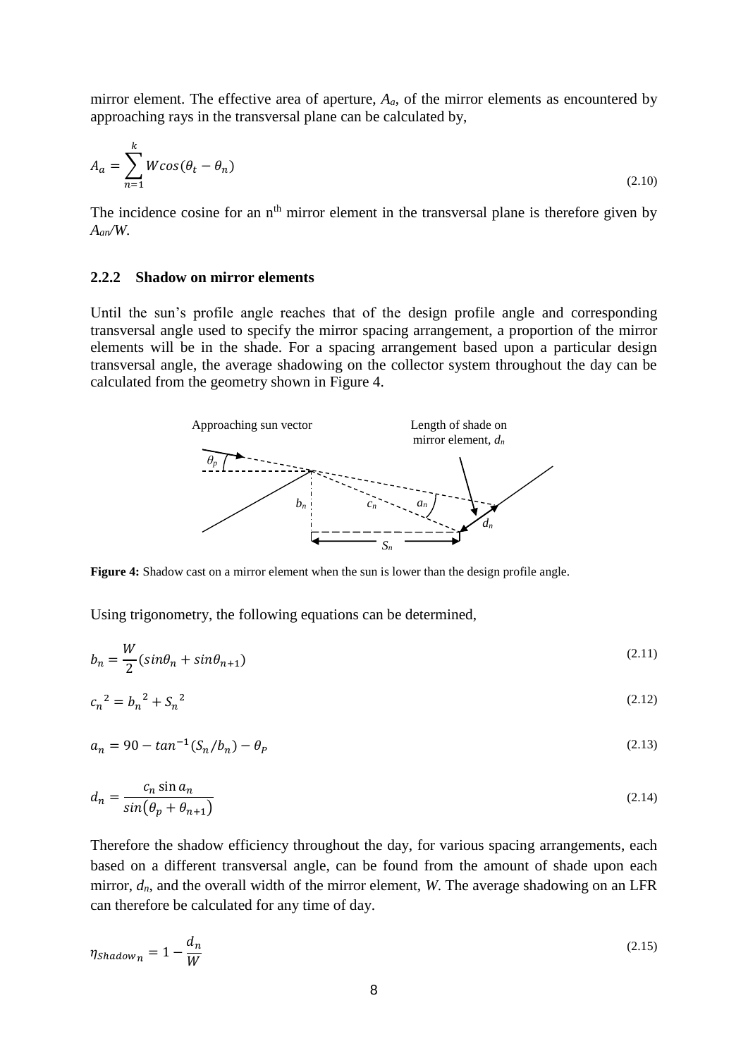mirror element. The effective area of aperture, $A_a$, of the mirror elements as encountered by approaching rays in the transversal plane can be calculated by,

$$A_a = \sum_{n=1}^{k} W cos(\theta_t - \theta_n) \tag{2.10}$$

The incidence cosine for an n[th] mirror element in the transversal plane is therefore given by $A_{an}/W$.

### 2.2.2 Shadow on mirror elements

Until the sun's profile angle reaches that of the design profile angle and corresponding transversal angle used to specify the mirror spacing arrangement, a proportion of the mirror elements will be in the shade. For a spacing arrangement based upon a particular design transversal angle, the average shadowing on the collector system throughout the day can be calculated from the geometry shown in Figure 4.

**Figure 4:** Shadow cast on a mirror element when the sun is lower than the design profile angle.

Using trigonometry, the following equations can be determined,

$$b_n = \frac{W}{2}(sin\theta_n + sin\theta_{n+1}) \tag{2.11}$$

$$c_n{}^2 = b_n{}^2 + S_n{}^2 \tag{2.12}$$

$$a_n = 90 - tan^{-1}(S_n/b_n) - \theta_P \tag{2.13}$$

$$d_n = \frac{c_n \sin a_n}{sin(\theta_p + \theta_{n+1})} \tag{2.14}$$

Therefore the shadow efficiency throughout the day, for various spacing arrangements, each based on a different transversal angle, can be found from the amount of shade upon each mirror, $d_n$, and the overall width of the mirror element, $W$. The average shadowing on an LFR can therefore be calculated for any time of day.

$$\eta_{Shadow_n} = 1 - \frac{d_n}{W} \tag{2.15}$$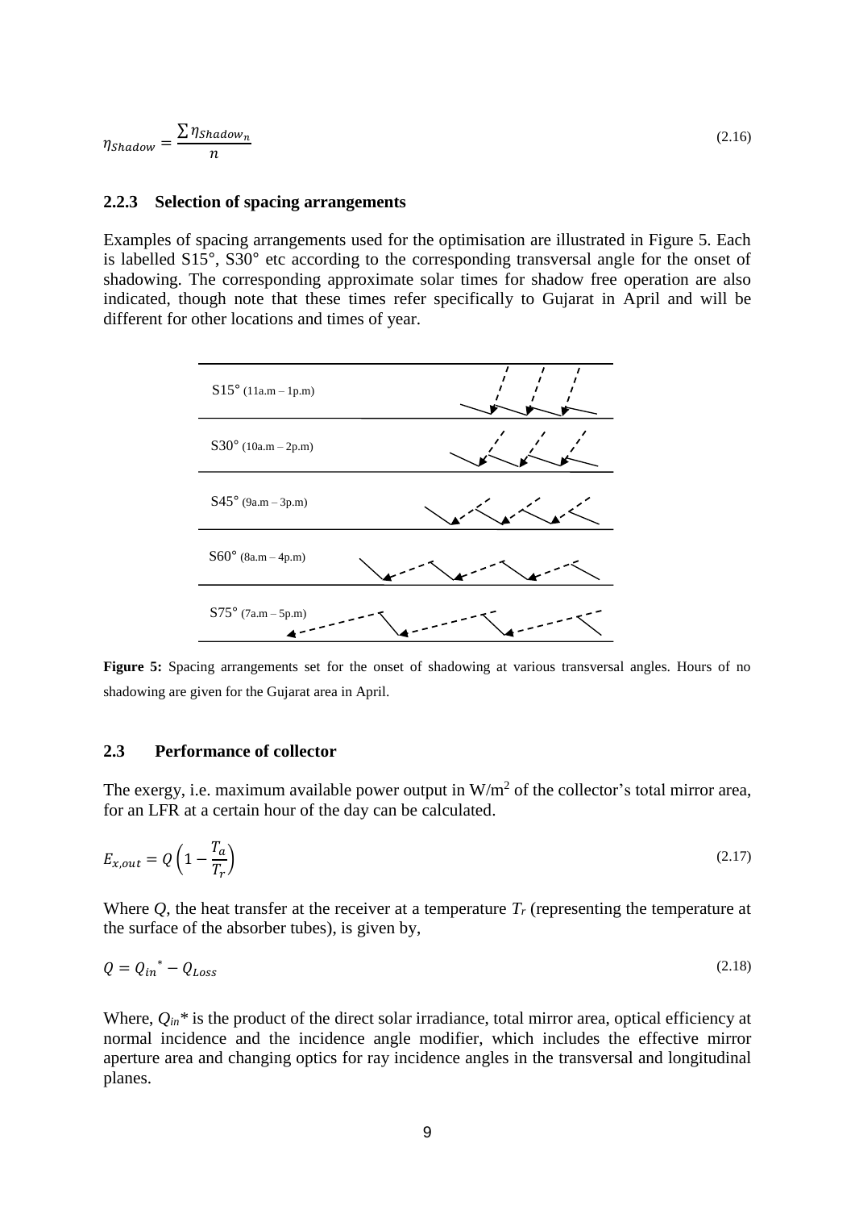$$\eta_{Shadow} = \frac{\sum \eta_{Shadow_n}}{n} \tag{2.16}$$

### 2.2.3 Selection of spacing arrangements

Examples of spacing arrangements used for the optimisation are illustrated in Figure 5. Each is labelled S15°, S30° etc according to the corresponding transversal angle for the onset of shadowing. The corresponding approximate solar times for shadow free operation are also indicated, though note that these times refer specifically to Gujarat in April and will be different for other locations and times of year.

S15° (11a.m – 1p.m)

S30° (10a.m – 2p.m)

S45° (9a.m – 3p.m)

S60° (8a.m – 4p.m)

S75° (7a.m – 5p.m)

**Figure 5:** Spacing arrangements set for the onset of shadowing at various transversal angles. Hours of no shadowing are given for the Gujarat area in April.

## 2.3 Performance of collector

The exergy, i.e. maximum available power output in W/m$^2$ of the collector's total mirror area, for an LFR at a certain hour of the day can be calculated.

$$E_{x,out} = Q\left(1 - \frac{T_a}{T_r}\right) \tag{2.17}$$

Where *Q*, the heat transfer at the receiver at a temperature $T_r$ (representing the temperature at the surface of the absorber tubes), is given by,

$$Q = Q_{in}{}^{*} - Q_{Loss} \tag{2.18}$$

Where, $Q_{in}$* is the product of the direct solar irradiance, total mirror area, optical efficiency at normal incidence and the incidence angle modifier, which includes the effective mirror aperture area and changing optics for ray incidence angles in the transversal and longitudinal planes.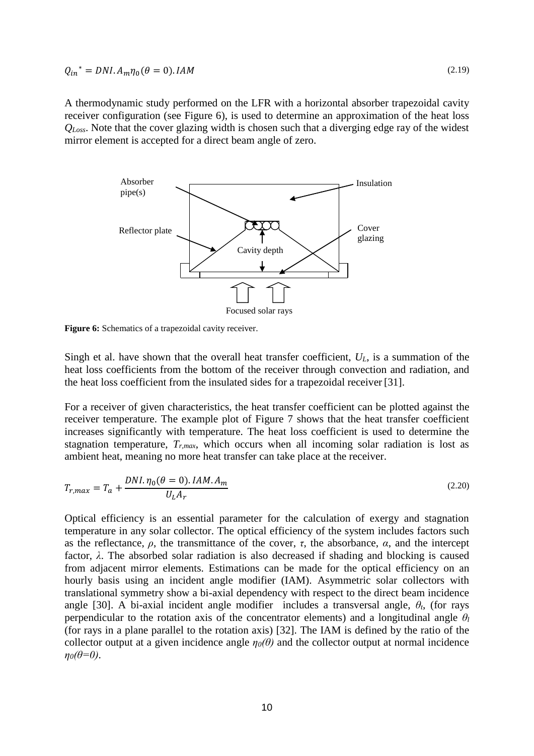$$Q_{in}^* = DNI.A_m\eta_0(\theta = 0).IAM \tag{2.19}$$

A thermodynamic study performed on the LFR with a horizontal absorber trapezoidal cavity receiver configuration (see Figure 6), is used to determine an approximation of the heat loss $Q_{Loss}$. Note that the cover glazing width is chosen such that a diverging edge ray of the widest mirror element is accepted for a direct beam angle of zero.

**Figure 6:** Schematics of a trapezoidal cavity receiver.

Singh et al. have shown that the overall heat transfer coefficient, $U_L$, is a summation of the heat loss coefficients from the bottom of the receiver through convection and radiation, and the heat loss coefficient from the insulated sides for a trapezoidal receiver [31].

For a receiver of given characteristics, the heat transfer coefficient can be plotted against the receiver temperature. The example plot of Figure 7 shows that the heat transfer coefficient increases significantly with temperature. The heat loss coefficient is used to determine the stagnation temperature, $T_{r,max}$, which occurs when all incoming solar radiation is lost as ambient heat, meaning no more heat transfer can take place at the receiver.

$$T_{r,max} = T_a + \frac{DNI.\eta_0(\theta = 0).IAM.A_m}{U_L A_r} \tag{2.20}$$

Optical efficiency is an essential parameter for the calculation of exergy and stagnation temperature in any solar collector. The optical efficiency of the system includes factors such as the reflectance, $\rho$, the transmittance of the cover, $\tau$, the absorbance, $\alpha$, and the intercept factor, $\lambda$. The absorbed solar radiation is also decreased if shading and blocking is caused from adjacent mirror elements. Estimations can be made for the optical efficiency on an hourly basis using an incident angle modifier (IAM). Asymmetric solar collectors with translational symmetry show a bi-axial dependency with respect to the direct beam incidence angle [30]. A bi-axial incident angle modifier includes a transversal angle, $\theta_t$, (for rays perpendicular to the rotation axis of the concentrator elements) and a longitudinal angle $\theta_l$ (for rays in a plane parallel to the rotation axis) [32]. The IAM is defined by the ratio of the collector output at a given incidence angle $\eta_0(\theta)$ and the collector output at normal incidence $\eta_0(\theta=0)$.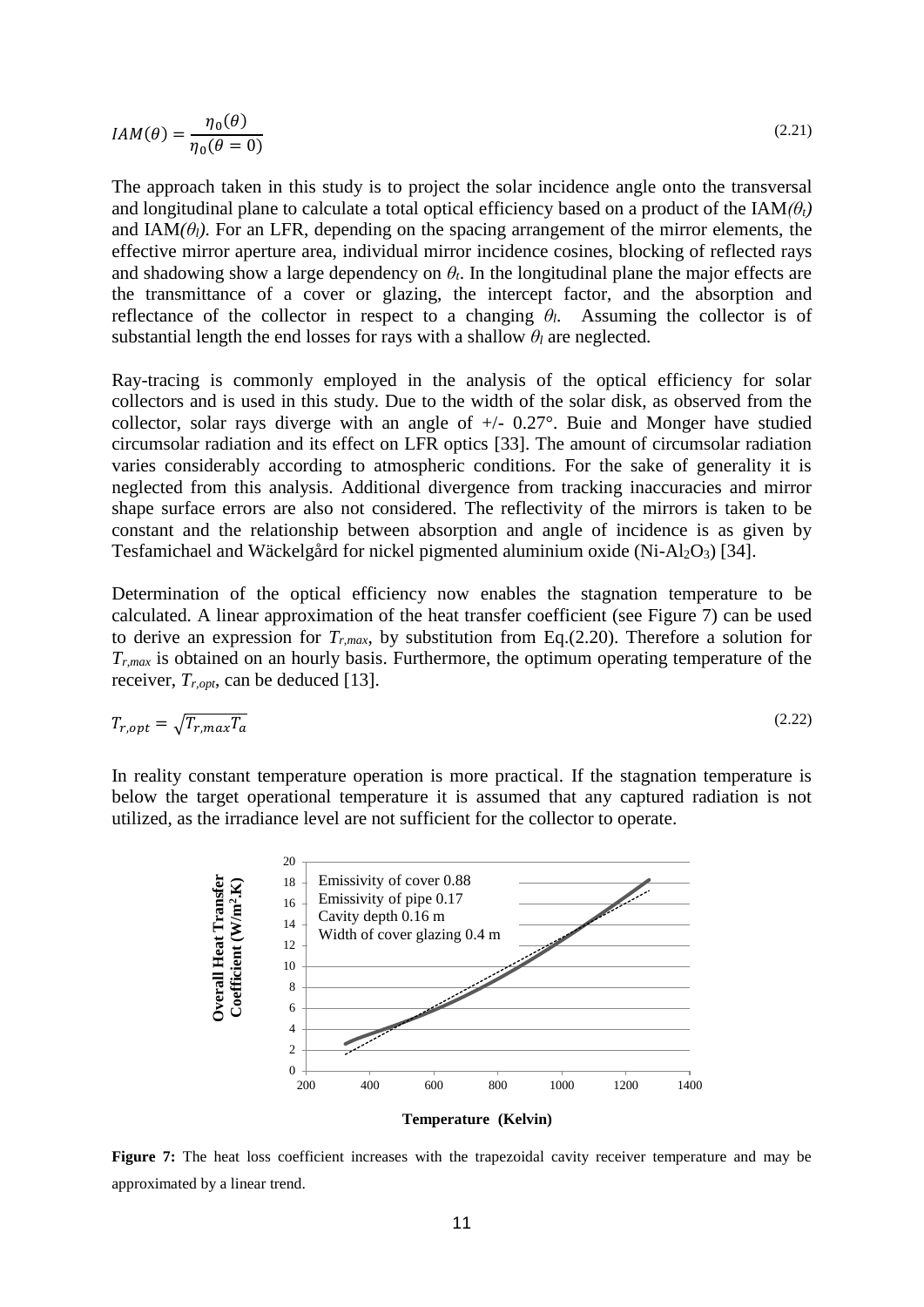$$IAM(\theta) = \frac{\eta_0(\theta)}{\eta_0(\theta = 0)} \tag{2.21}$$

The approach taken in this study is to project the solar incidence angle onto the transversal and longitudinal plane to calculate a total optical efficiency based on a product of the IAM$(\theta_t)$ and IAM$(\theta_l)$. For an LFR, depending on the spacing arrangement of the mirror elements, the effective mirror aperture area, individual mirror incidence cosines, blocking of reflected rays and shadowing show a large dependency on $\theta_t$. In the longitudinal plane the major effects are the transmittance of a cover or glazing, the intercept factor, and the absorption and reflectance of the collector in respect to a changing $\theta_l$. Assuming the collector is of substantial length the end losses for rays with a shallow $\theta_l$ are neglected.

Ray-tracing is commonly employed in the analysis of the optical efficiency for solar collectors and is used in this study. Due to the width of the solar disk, as observed from the collector, solar rays diverge with an angle of +/- 0.27°. Buie and Monger have studied circumsolar radiation and its effect on LFR optics [33]. The amount of circumsolar radiation varies considerably according to atmospheric conditions. For the sake of generality it is neglected from this analysis. Additional divergence from tracking inaccuracies and mirror shape surface errors are also not considered. The reflectivity of the mirrors is taken to be constant and the relationship between absorption and angle of incidence is as given by Tesfamichael and Wäckelgård for nickel pigmented aluminium oxide (Ni-$Al_2O_3$) [34].

Determination of the optical efficiency now enables the stagnation temperature to be calculated. A linear approximation of the heat transfer coefficient (see Figure 7) can be used to derive an expression for $T_{r,max}$, by substitution from Eq.(2.20). Therefore a solution for $T_{r,max}$ is obtained on an hourly basis. Furthermore, the optimum operating temperature of the receiver, $T_{r,opt}$, can be deduced [13].

$$T_{r,opt} = \sqrt{T_{r,max} T_a} \tag{2.22}$$

In reality constant temperature operation is more practical. If the stagnation temperature is below the target operational temperature it is assumed that any captured radiation is not utilized, as the irradiance level are not sufficient for the collector to operate.

**Figure 7:** The heat loss coefficient increases with the trapezoidal cavity receiver temperature and may be approximated by a linear trend.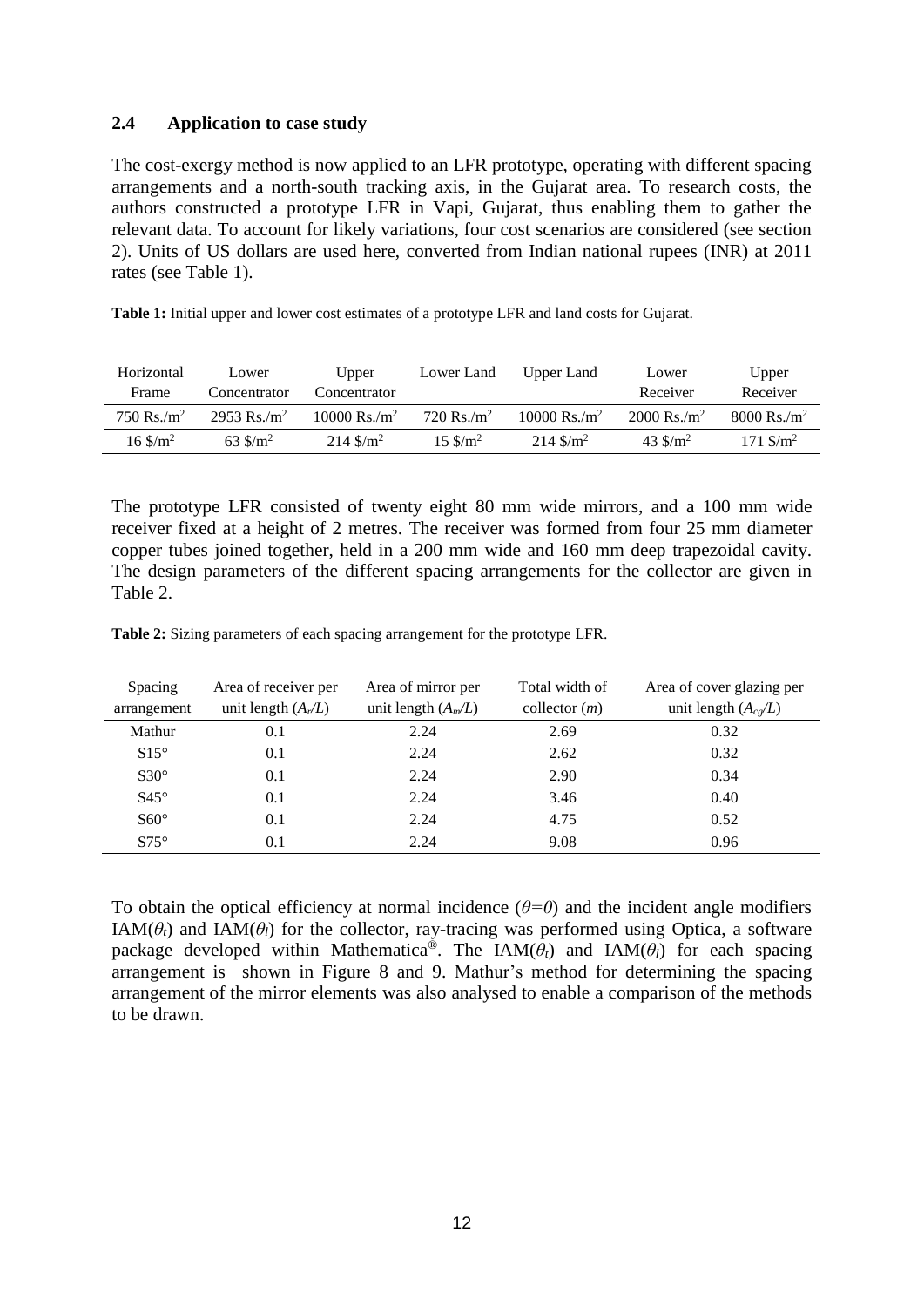## 2.4 Application to case study

The cost-exergy method is now applied to an LFR prototype, operating with different spacing arrangements and a north-south tracking axis, in the Gujarat area. To research costs, the authors constructed a prototype LFR in Vapi, Gujarat, thus enabling them to gather the relevant data. To account for likely variations, four cost scenarios are considered (see section 2). Units of US dollars are used here, converted from Indian national rupees (INR) at 2011 rates (see Table 1).

**Table 1:** Initial upper and lower cost estimates of a prototype LFR and land costs for Gujarat.

| Horizontal Frame | Lower Concentrator | Upper Concentrator | Lower Land | Upper Land | Lower Receiver | Upper Receiver |
|---|---|---|---|---|---|---|
| 750 Rs./m$^2$ | 2953 Rs./m$^2$ | 10000 Rs./m$^2$ | 720 Rs./m$^2$ | 10000 Rs./m$^2$ | 2000 Rs./m$^2$ | 8000 Rs./m$^2$ |
| 16 \$/m$^2$ | 63 \$/m$^2$ | 214 \$/m$^2$ | 15 \$/m$^2$ | 214 \$/m$^2$ | 43 \$/m$^2$ | 171 \$/m$^2$ |

The prototype LFR consisted of twenty eight 80 mm wide mirrors, and a 100 mm wide receiver fixed at a height of 2 metres. The receiver was formed from four 25 mm diameter copper tubes joined together, held in a 200 mm wide and 160 mm deep trapezoidal cavity. The design parameters of the different spacing arrangements for the collector are given in Table 2.

**Table 2:** Sizing parameters of each spacing arrangement for the prototype LFR.

| Spacing arrangement | Area of receiver per unit length ($A_r/L$) | Area of mirror per unit length ($A_m/L$) | Total width of collector ($m$) | Area of cover glazing per unit length ($A_{cg}/L$) |
|---|---|---|---|---|
| Mathur | 0.1 | 2.24 | 2.69 | 0.32 |
| S15° | 0.1 | 2.24 | 2.62 | 0.32 |
| S30° | 0.1 | 2.24 | 2.90 | 0.34 |
| S45° | 0.1 | 2.24 | 3.46 | 0.40 |
| S60° | 0.1 | 2.24 | 4.75 | 0.52 |
| S75° | 0.1 | 2.24 | 9.08 | 0.96 |

To obtain the optical efficiency at normal incidence ($\theta=0$) and the incident angle modifiers IAM($\theta_t$) and IAM($\theta_l$) for the collector, ray-tracing was performed using Optica, a software package developed within Mathematica®. The IAM($\theta_t$) and IAM($\theta_l$) for each spacing arrangement is shown in Figure 8 and 9. Mathur's method for determining the spacing arrangement of the mirror elements was also analysed to enable a comparison of the methods to be drawn.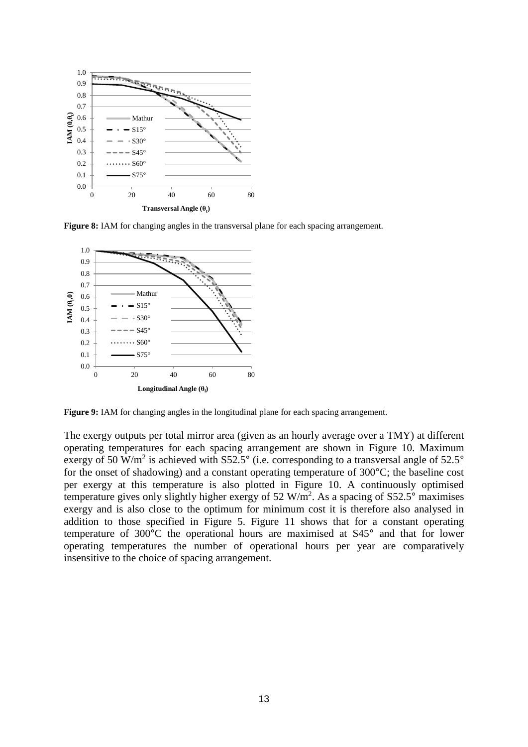**Figure 8:** IAM for changing angles in the transversal plane for each spacing arrangement.

**Figure 9:** IAM for changing angles in the longitudinal plane for each spacing arrangement.

The exergy outputs per total mirror area (given as an hourly average over a TMY) at different operating temperatures for each spacing arrangement are shown in Figure 10. Maximum exergy of 50 W/m$^2$ is achieved with S52.5° (i.e. corresponding to a transversal angle of 52.5° for the onset of shadowing) and a constant operating temperature of 300°C; the baseline cost per exergy at this temperature is also plotted in Figure 10. A continuously optimised temperature gives only slightly higher exergy of 52 W/m$^2$. As a spacing of S52.5° maximises exergy and is also close to the optimum for minimum cost it is therefore also analysed in addition to those specified in Figure 5. Figure 11 shows that for a constant operating temperature of 300°C the operational hours are maximised at S45° and that for lower operating temperatures the number of operational hours per year are comparatively insensitive to the choice of spacing arrangement.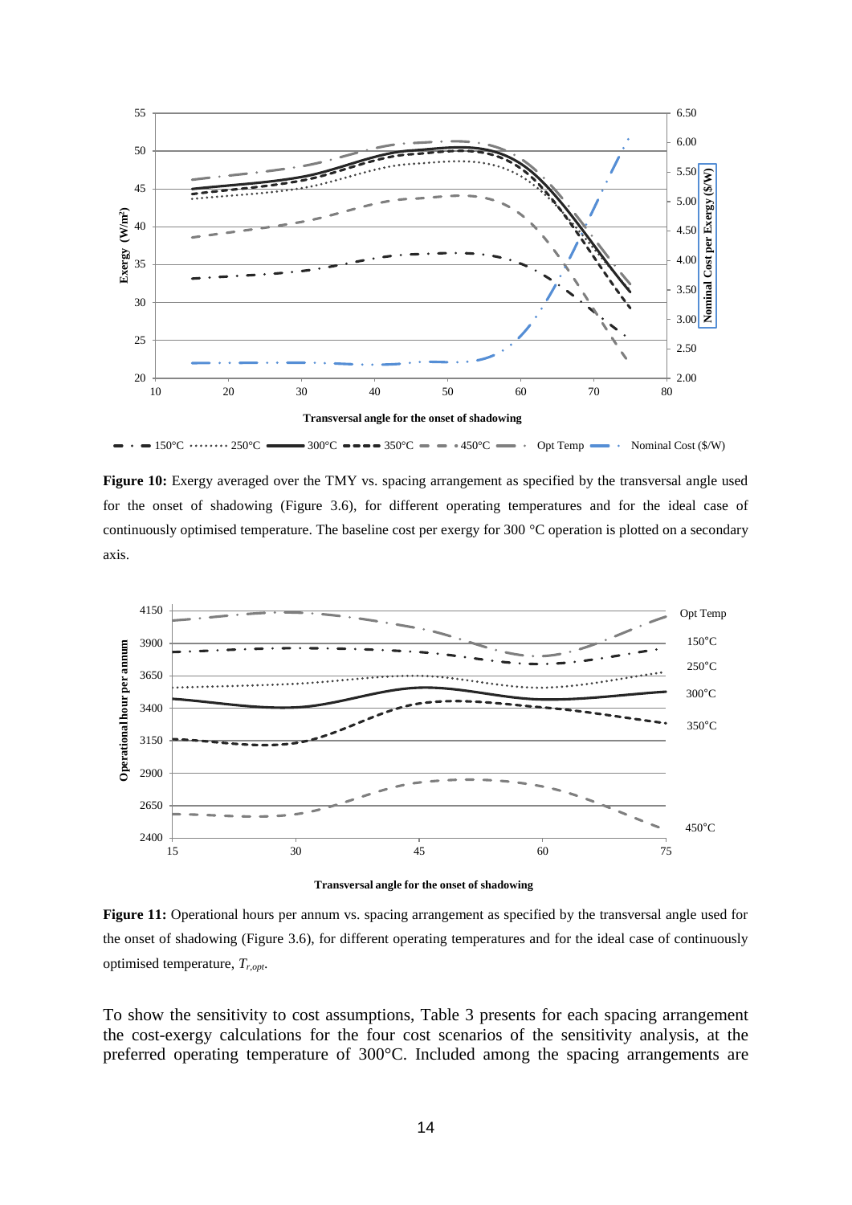**Figure 10:** Exergy averaged over the TMY vs. spacing arrangement as specified by the transversal angle used for the onset of shadowing (Figure 3.6), for different operating temperatures and for the ideal case of continuously optimised temperature. The baseline cost per exergy for 300 °C operation is plotted on a secondary axis.

**Figure 11:** Operational hours per annum vs. spacing arrangement as specified by the transversal angle used for the onset of shadowing (Figure 3.6), for different operating temperatures and for the ideal case of continuously optimised temperature, $T_{r,opt}$.

To show the sensitivity to cost assumptions, Table 3 presents for each spacing arrangement the cost-exergy calculations for the four cost scenarios of the sensitivity analysis, at the preferred operating temperature of 300°C. Included among the spacing arrangements are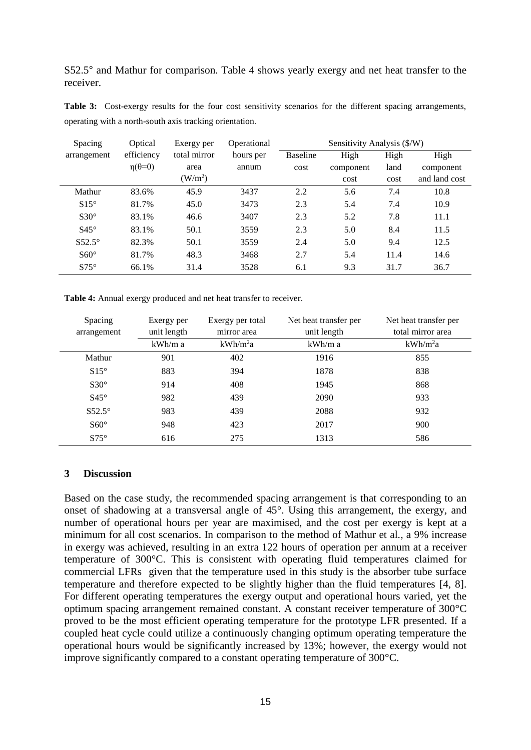S52.5° and Mathur for comparison. Table 4 shows yearly exergy and net heat transfer to the receiver.

**Table 3:** Cost-exergy results for the four cost sensitivity scenarios for the different spacing arrangements, operating with a north-south axis tracking orientation.

| Spacing arrangement | Optical efficiency $\eta(\theta=0)$ | Exergy per total mirror area ($W/m^2$) | Operational hours per annum | Sensitivity Analysis ($/W) | | | |
|---|---|---|---|---|---|---|---|
| | | | | Baseline cost | High component cost | High land cost | High component and land cost |
| Mathur | 83.6% | 45.9 | 3437 | 2.2 | 5.6 | 7.4 | 10.8 |
| S15° | 81.7% | 45.0 | 3473 | 2.3 | 5.4 | 7.4 | 10.9 |
| S30° | 83.1% | 46.6 | 3407 | 2.3 | 5.2 | 7.8 | 11.1 |
| S45° | 83.1% | 50.1 | 3559 | 2.3 | 5.0 | 8.4 | 11.5 |
| S52.5° | 82.3% | 50.1 | 3559 | 2.4 | 5.0 | 9.4 | 12.5 |
| S60° | 81.7% | 48.3 | 3468 | 2.7 | 5.4 | 11.4 | 14.6 |
| S75° | 66.1% | 31.4 | 3528 | 6.1 | 9.3 | 31.7 | 36.7 |

**Table 4:** Annual exergy produced and net heat transfer to receiver.

| Spacing arrangement | Exergy per unit length | Exergy per total mirror area | Net heat transfer per unit length | Net heat transfer per total mirror area |
|---|---|---|---|---|
| | kWh/m a | $kWh/m^2a$ | kWh/m a | $kWh/m^2a$ |
| Mathur | 901 | 402 | 1916 | 855 |
| S15° | 883 | 394 | 1878 | 838 |
| S30° | 914 | 408 | 1945 | 868 |
| S45° | 982 | 439 | 2090 | 933 |
| S52.5° | 983 | 439 | 2088 | 932 |
| S60° | 948 | 423 | 2017 | 900 |
| S75° | 616 | 275 | 1313 | 586 |

## 3 Discussion

Based on the case study, the recommended spacing arrangement is that corresponding to an onset of shadowing at a transversal angle of 45°. Using this arrangement, the exergy, and number of operational hours per year are maximised, and the cost per exergy is kept at a minimum for all cost scenarios. In comparison to the method of Mathur et al., a 9% increase in exergy was achieved, resulting in an extra 122 hours of operation per annum at a receiver temperature of 300°C. This is consistent with operating fluid temperatures claimed for commercial LFRs given that the temperature used in this study is the absorber tube surface temperature and therefore expected to be slightly higher than the fluid temperatures [4, 8]. For different operating temperatures the exergy output and operational hours varied, yet the optimum spacing arrangement remained constant. A constant receiver temperature of 300°C proved to be the most efficient operating temperature for the prototype LFR presented. If a coupled heat cycle could utilize a continuously changing optimum operating temperature the operational hours would be significantly increased by 13%; however, the exergy would not improve significantly compared to a constant operating temperature of 300°C.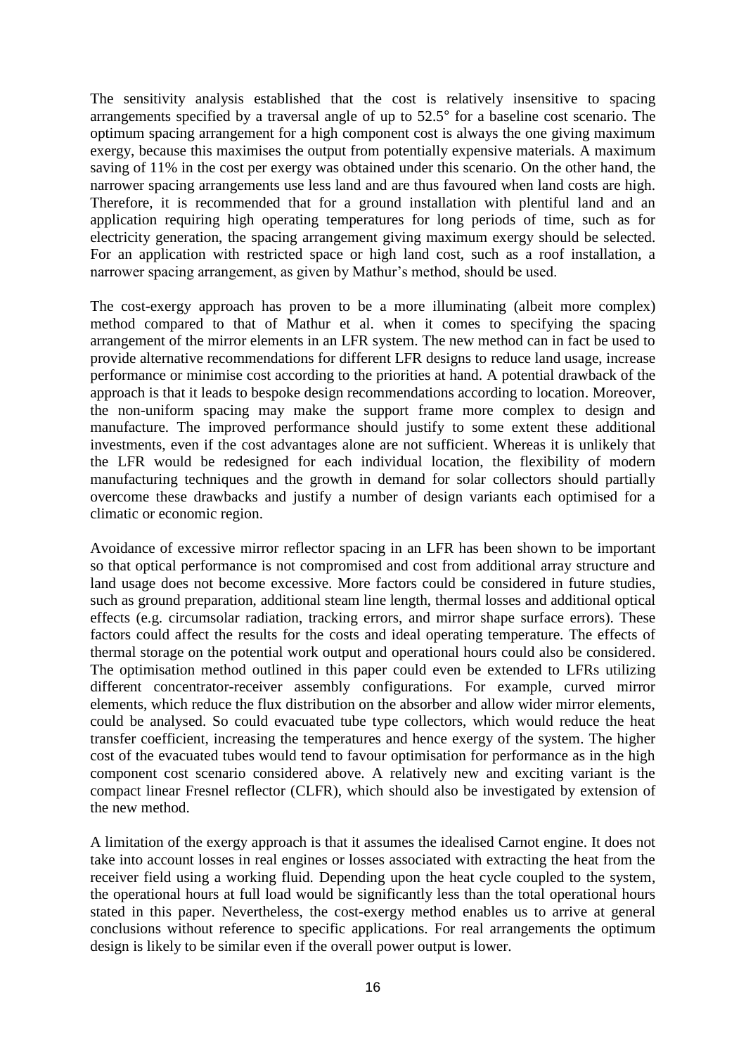The sensitivity analysis established that the cost is relatively insensitive to spacing arrangements specified by a traversal angle of up to 52.5° for a baseline cost scenario. The optimum spacing arrangement for a high component cost is always the one giving maximum exergy, because this maximises the output from potentially expensive materials. A maximum saving of 11% in the cost per exergy was obtained under this scenario. On the other hand, the narrower spacing arrangements use less land and are thus favoured when land costs are high. Therefore, it is recommended that for a ground installation with plentiful land and an application requiring high operating temperatures for long periods of time, such as for electricity generation, the spacing arrangement giving maximum exergy should be selected. For an application with restricted space or high land cost, such as a roof installation, a narrower spacing arrangement, as given by Mathur's method, should be used.

The cost-exergy approach has proven to be a more illuminating (albeit more complex) method compared to that of Mathur et al. when it comes to specifying the spacing arrangement of the mirror elements in an LFR system. The new method can in fact be used to provide alternative recommendations for different LFR designs to reduce land usage, increase performance or minimise cost according to the priorities at hand. A potential drawback of the approach is that it leads to bespoke design recommendations according to location. Moreover, the non-uniform spacing may make the support frame more complex to design and manufacture. The improved performance should justify to some extent these additional investments, even if the cost advantages alone are not sufficient. Whereas it is unlikely that the LFR would be redesigned for each individual location, the flexibility of modern manufacturing techniques and the growth in demand for solar collectors should partially overcome these drawbacks and justify a number of design variants each optimised for a climatic or economic region.

Avoidance of excessive mirror reflector spacing in an LFR has been shown to be important so that optical performance is not compromised and cost from additional array structure and land usage does not become excessive. More factors could be considered in future studies, such as ground preparation, additional steam line length, thermal losses and additional optical effects (e.g. circumsolar radiation, tracking errors, and mirror shape surface errors). These factors could affect the results for the costs and ideal operating temperature. The effects of thermal storage on the potential work output and operational hours could also be considered. The optimisation method outlined in this paper could even be extended to LFRs utilizing different concentrator-receiver assembly configurations. For example, curved mirror elements, which reduce the flux distribution on the absorber and allow wider mirror elements, could be analysed. So could evacuated tube type collectors, which would reduce the heat transfer coefficient, increasing the temperatures and hence exergy of the system. The higher cost of the evacuated tubes would tend to favour optimisation for performance as in the high component cost scenario considered above. A relatively new and exciting variant is the compact linear Fresnel reflector (CLFR), which should also be investigated by extension of the new method.

A limitation of the exergy approach is that it assumes the idealised Carnot engine. It does not take into account losses in real engines or losses associated with extracting the heat from the receiver field using a working fluid. Depending upon the heat cycle coupled to the system, the operational hours at full load would be significantly less than the total operational hours stated in this paper. Nevertheless, the cost-exergy method enables us to arrive at general conclusions without reference to specific applications. For real arrangements the optimum design is likely to be similar even if the overall power output is lower.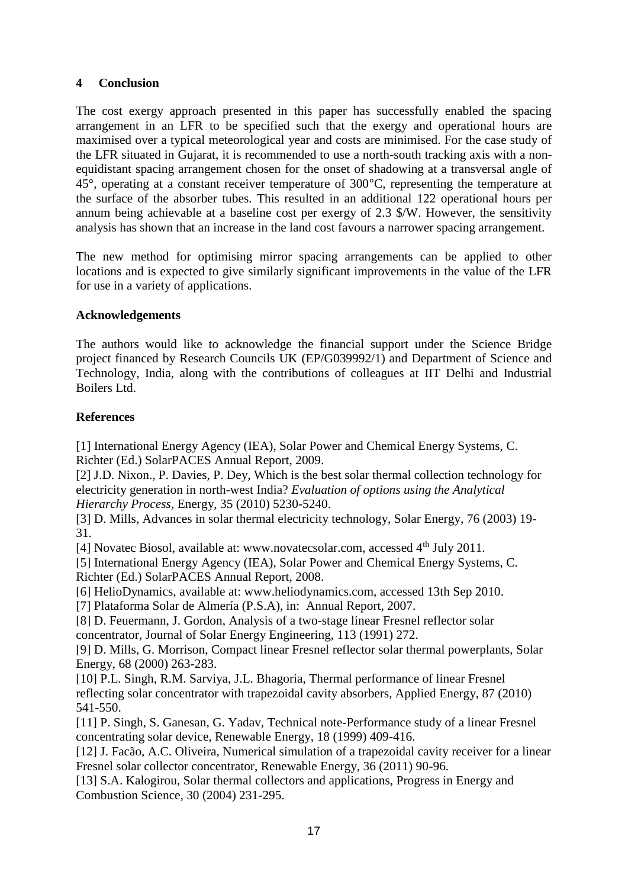## 4 Conclusion

The cost exergy approach presented in this paper has successfully enabled the spacing arrangement in an LFR to be specified such that the exergy and operational hours are maximised over a typical meteorological year and costs are minimised. For the case study of the LFR situated in Gujarat, it is recommended to use a north-south tracking axis with a non-equidistant spacing arrangement chosen for the onset of shadowing at a transversal angle of 45°, operating at a constant receiver temperature of 300°C, representing the temperature at the surface of the absorber tubes. This resulted in an additional 122 operational hours per annum being achievable at a baseline cost per exergy of 2.3 \$/W. However, the sensitivity analysis has shown that an increase in the land cost favours a narrower spacing arrangement.

The new method for optimising mirror spacing arrangements can be applied to other locations and is expected to give similarly significant improvements in the value of the LFR for use in a variety of applications.

### Acknowledgements

The authors would like to acknowledge the financial support under the Science Bridge project financed by Research Councils UK (EP/G039992/1) and Department of Science and Technology, India, along with the contributions of colleagues at IIT Delhi and Industrial Boilers Ltd.

### References

[1] International Energy Agency (IEA), Solar Power and Chemical Energy Systems, C. Richter (Ed.) SolarPACES Annual Report, 2009.

[2] J.D. Nixon., P. Davies, P. Dey, Which is the best solar thermal collection technology for electricity generation in north-west India? *Evaluation of options using the Analytical Hierarchy Process*, Energy, 35 (2010) 5230-5240.

[3] D. Mills, Advances in solar thermal electricity technology, Solar Energy, 76 (2003) 19-31.

[4] Novatec Biosol, available at: www.novatecsolar.com, accessed 4th July 2011.

[5] International Energy Agency (IEA), Solar Power and Chemical Energy Systems, C. Richter (Ed.) SolarPACES Annual Report, 2008.

[6] HelioDynamics, available at: www.heliodynamics.com, accessed 13th Sep 2010.

[7] Plataforma Solar de Almería (P.S.A), in: Annual Report, 2007.

[8] D. Feuermann, J. Gordon, Analysis of a two-stage linear Fresnel reflector solar concentrator, Journal of Solar Energy Engineering, 113 (1991) 272.

[9] D. Mills, G. Morrison, Compact linear Fresnel reflector solar thermal powerplants, Solar Energy, 68 (2000) 263-283.

[10] P.L. Singh, R.M. Sarviya, J.L. Bhagoria, Thermal performance of linear Fresnel reflecting solar concentrator with trapezoidal cavity absorbers, Applied Energy, 87 (2010) 541-550.

[11] P. Singh, S. Ganesan, G. Yadav, Technical note-Performance study of a linear Fresnel concentrating solar device, Renewable Energy, 18 (1999) 409-416.

[12] J. Facão, A.C. Oliveira, Numerical simulation of a trapezoidal cavity receiver for a linear Fresnel solar collector concentrator, Renewable Energy, 36 (2011) 90-96.

[13] S.A. Kalogirou, Solar thermal collectors and applications, Progress in Energy and Combustion Science, 30 (2004) 231-295.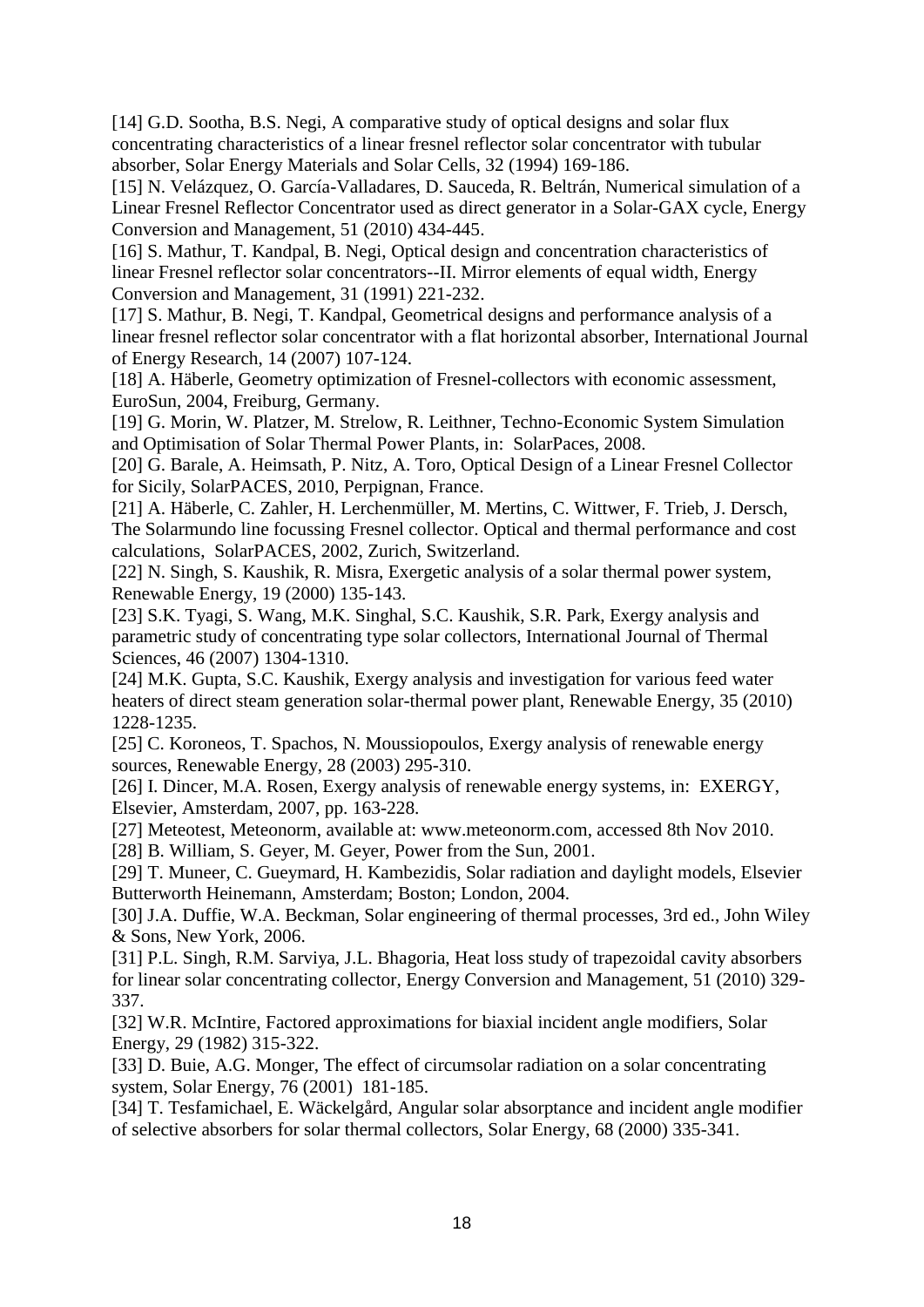[14] G.D. Sootha, B.S. Negi, A comparative study of optical designs and solar flux concentrating characteristics of a linear fresnel reflector solar concentrator with tubular absorber, Solar Energy Materials and Solar Cells, 32 (1994) 169-186.

[15] N. Velázquez, O. García-Valladares, D. Sauceda, R. Beltrán, Numerical simulation of a Linear Fresnel Reflector Concentrator used as direct generator in a Solar-GAX cycle, Energy Conversion and Management, 51 (2010) 434-445.

[16] S. Mathur, T. Kandpal, B. Negi, Optical design and concentration characteristics of linear Fresnel reflector solar concentrators--II. Mirror elements of equal width, Energy Conversion and Management, 31 (1991) 221-232.

[17] S. Mathur, B. Negi, T. Kandpal, Geometrical designs and performance analysis of a linear fresnel reflector solar concentrator with a flat horizontal absorber, International Journal of Energy Research, 14 (2007) 107-124.

[18] A. Häberle, Geometry optimization of Fresnel-collectors with economic assessment, EuroSun, 2004, Freiburg, Germany.

[19] G. Morin, W. Platzer, M. Strelow, R. Leithner, Techno-Economic System Simulation and Optimisation of Solar Thermal Power Plants, in: SolarPaces, 2008.

[20] G. Barale, A. Heimsath, P. Nitz, A. Toro, Optical Design of a Linear Fresnel Collector for Sicily, SolarPACES, 2010, Perpignan, France.

[21] A. Häberle, C. Zahler, H. Lerchenmüller, M. Mertins, C. Wittwer, F. Trieb, J. Dersch, The Solarmundo line focussing Fresnel collector. Optical and thermal performance and cost calculations, SolarPACES, 2002, Zurich, Switzerland.

[22] N. Singh, S. Kaushik, R. Misra, Exergetic analysis of a solar thermal power system, Renewable Energy, 19 (2000) 135-143.

[23] S.K. Tyagi, S. Wang, M.K. Singhal, S.C. Kaushik, S.R. Park, Exergy analysis and parametric study of concentrating type solar collectors, International Journal of Thermal Sciences, 46 (2007) 1304-1310.

[24] M.K. Gupta, S.C. Kaushik, Exergy analysis and investigation for various feed water heaters of direct steam generation solar-thermal power plant, Renewable Energy, 35 (2010) 1228-1235.

[25] C. Koroneos, T. Spachos, N. Moussiopoulos, Exergy analysis of renewable energy sources, Renewable Energy, 28 (2003) 295-310.

[26] I. Dincer, M.A. Rosen, Exergy analysis of renewable energy systems, in: EXERGY, Elsevier, Amsterdam, 2007, pp. 163-228.

[27] Meteotest, Meteonorm, available at: www.meteonorm.com, accessed 8th Nov 2010.

[28] B. William, S. Geyer, M. Geyer, Power from the Sun, 2001.

[29] T. Muneer, C. Gueymard, H. Kambezidis, Solar radiation and daylight models, Elsevier Butterworth Heinemann, Amsterdam; Boston; London, 2004.

[30] J.A. Duffie, W.A. Beckman, Solar engineering of thermal processes, 3rd ed., John Wiley & Sons, New York, 2006.

[31] P.L. Singh, R.M. Sarviya, J.L. Bhagoria, Heat loss study of trapezoidal cavity absorbers for linear solar concentrating collector, Energy Conversion and Management, 51 (2010) 329-337.

[32] W.R. McIntire, Factored approximations for biaxial incident angle modifiers, Solar Energy, 29 (1982) 315-322.

[33] D. Buie, A.G. Monger, The effect of circumsolar radiation on a solar concentrating system, Solar Energy, 76 (2001) 181-185.

[34] T. Tesfamichael, E. Wäckelgård, Angular solar absorptance and incident angle modifier of selective absorbers for solar thermal collectors, Solar Energy, 68 (2000) 335-341.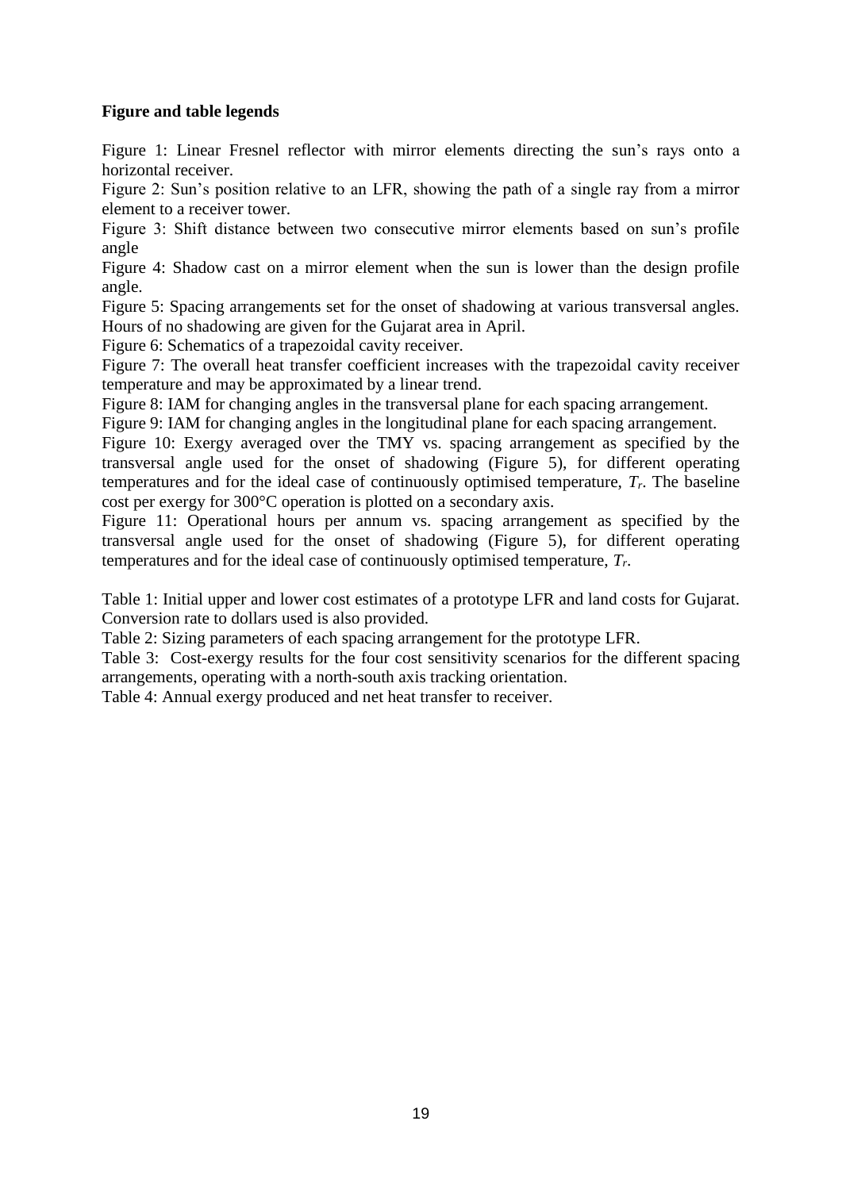**Figure and table legends**

Figure 1: Linear Fresnel reflector with mirror elements directing the sun's rays onto a horizontal receiver.

Figure 2: Sun's position relative to an LFR, showing the path of a single ray from a mirror element to a receiver tower.

Figure 3: Shift distance between two consecutive mirror elements based on sun's profile angle

Figure 4: Shadow cast on a mirror element when the sun is lower than the design profile angle.

Figure 5: Spacing arrangements set for the onset of shadowing at various transversal angles. Hours of no shadowing are given for the Gujarat area in April.

Figure 6: Schematics of a trapezoidal cavity receiver.

Figure 7: The overall heat transfer coefficient increases with the trapezoidal cavity receiver temperature and may be approximated by a linear trend.

Figure 8: IAM for changing angles in the transversal plane for each spacing arrangement.

Figure 9: IAM for changing angles in the longitudinal plane for each spacing arrangement.

Figure 10: Exergy averaged over the TMY vs. spacing arrangement as specified by the transversal angle used for the onset of shadowing (Figure 5), for different operating temperatures and for the ideal case of continuously optimised temperature, $T_r$. The baseline cost per exergy for 300°C operation is plotted on a secondary axis.

Figure 11: Operational hours per annum vs. spacing arrangement as specified by the transversal angle used for the onset of shadowing (Figure 5), for different operating temperatures and for the ideal case of continuously optimised temperature, $T_r$.

Table 1: Initial upper and lower cost estimates of a prototype LFR and land costs for Gujarat. Conversion rate to dollars used is also provided.

Table 2: Sizing parameters of each spacing arrangement for the prototype LFR.

Table 3: Cost-exergy results for the four cost sensitivity scenarios for the different spacing arrangements, operating with a north-south axis tracking orientation.

Table 4: Annual exergy produced and net heat transfer to receiver.